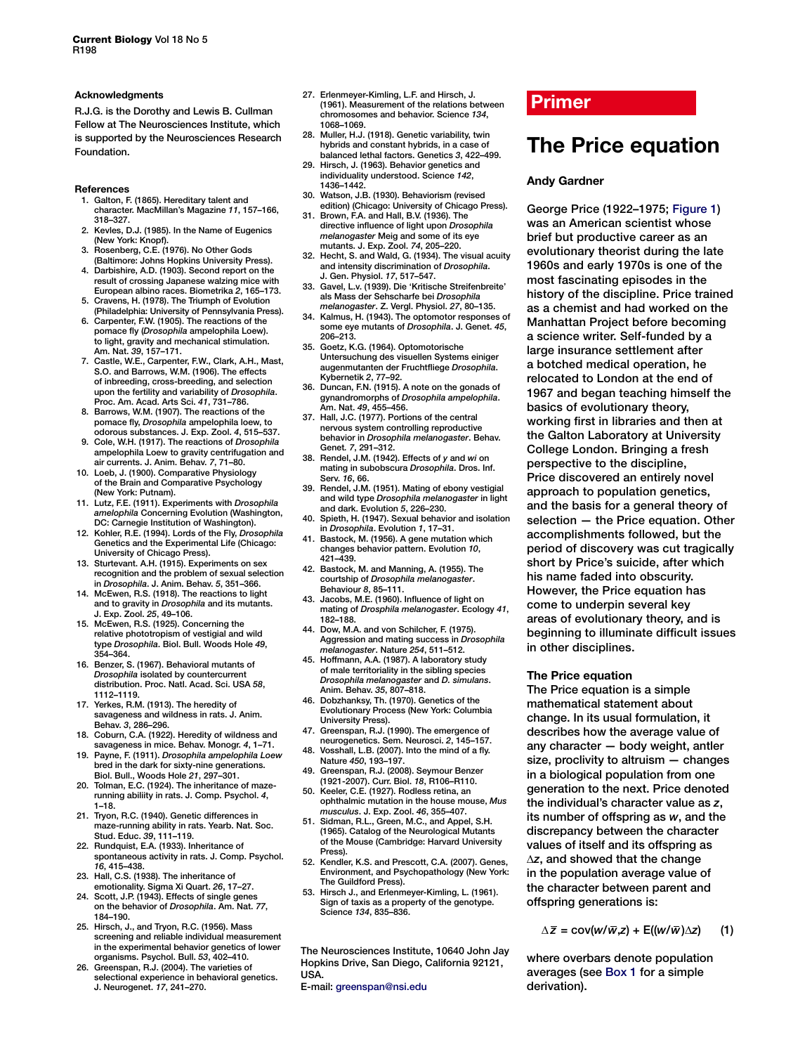## Acknowledgments

R.J.G. is the Dorothy and Lewis B. Cullman Fellow at The Neurosciences Institute, which is supported by the Neurosciences Research Foundation.

## References

1. Galton, F. (1865). Hereditary talent and character. MacMillan's Magazine *11*, 157–166, 318–327.
2. Kevles, D.J. (1985). In the Name of Eugenics (New York: Knopf).
3. Rosenberg, C.E. (1976). No Other Gods (Baltimore: Johns Hopkins University Press).
4. Darbishire, A.D. (1903). Second report on the result of crossing Japanese walzing mice with European albino races. Biometrika *2*, 165–173.
5. Cravens, H. (1978). The Triumph of Evolution (Philadelphia: University of Pennsylvania Press).
6. Carpenter, F.W. (1905). The reactions of the pomace fly (*Drosophila* ampelophila Loew). to light, gravity and mechanical stimulation. Am. Nat. *39*, 157–171.
7. Castle, W.E., Carpenter, F.W., Clark, A.H., Mast, S.O. and Barrows, W.M. (1906). The effects of inbreeding, cross-breeding, and selection upon the fertility and variability of *Drosophila*. Proc. Am. Acad. Arts Sci. *41*, 731–786.
8. Barrows, W.M. (1907). The reactions of the pomace fly, *Drosophila* ampelophila loew, to odorous substances. J. Exp. Zool. *4*, 515–537.
9. Cole, W.H. (1917). The reactions of *Drosophila* ampelophila Loew to gravity centrifugation and air currents. J. Anim. Behav. *7*, 71–80.
10. Loeb, J. (1900). Comparative Physiology of the Brain and Comparative Psychology (New York: Putnam).
11. Lutz, F.E. (1911). Experiments with *Drosophila amelophila* Concerning Evolution (Washington, DC: Carnegie Institution of Washington).
12. Kohler, R.E. (1994). Lords of the Fly, *Drosophila* Genetics and the Experimental Life (Chicago: University of Chicago Press).
13. Sturtevant. A.H. (1915). Experiments on sex recognition and the problem of sexual selection in *Drosophila*. J. Anim. Behav. *5*, 351–366.
14. McEwen, R.S. (1918). The reactions to light and to gravity in *Drosophila* and its mutants. J. Exp. Zool. *25*, 49–106.
15. McEwen, R.S. (1925). Concerning the relative phototropism of vestigial and wild type *Drosophila*. Biol. Bull. Woods Hole *49*, 354–364.
16. Benzer, S. (1967). Behavioral mutants of *Drosophila* isolated by countercurrent distribution. Proc. Natl. Acad. Sci. USA *58*, 1112–1119.
17. Yerkes, R.M. (1913). The heredity of savageness and wildness in rats. J. Anim. Behav. *3*, 286–296.
18. Coburn, C.A. (1922). Heredity of wildness and savageness in mice. Behav. Monogr. *4*, 1–71.
19. Payne, F. (1911). *Drosophila ampelophila Loew* bred in the dark for sixty-nine generations. Biol. Bull., Woods Hole *21*, 297–301.
20. Tolman, E.C. (1924). The inheritance of maze-running ability in rats. J. Comp. Psychol. *4*, 1–18.
21. Tryon, R.C. (1940). Genetic differences in maze-running ability in rats. Yearb. Nat. Soc. Stud. Educ. *39*, 111–119.
22. Rundquist, E.A. (1933). Inheritance of spontaneous activity in rats. J. Comp. Psychol. *16*, 415–438.
23. Hall, C.S. (1938). The inheritance of emotionality. Sigma Xi Quart. *26*, 17–27.
24. Scott, J.P. (1943). Effects of single genes on the behavior of *Drosophila*. Am. Nat. *77*, 184–190.
25. Hirsch, J., and Tryon, R.C. (1956). Mass screening and reliable individual measurement in the experimental behavior genetics of lower organisms. Psychol. Bull. *53*, 402–410.
26. Greenspan, R.J. (2004). The varieties of selectional experience in behavioral genetics. J. Neurogenet. *17*, 241–270.
27. Erlenmeyer-Kimling, L.F. and Hirsch, J. (1961). Measurement of the relations between chromosomes and behavior. Science *134*, 1068–1069.
28. Muller, H.J. (1918). Genetic variability, twin hybrids and constant hybrids, in a case of balanced lethal factors. Genetics *3*, 422–499.
29. Hirsch, J. (1963). Behavior genetics and individuality understood. Science *142*, 1436–1442.
30. Watson, J.B. (1930). Behaviorism (revised edition) (Chicago: University of Chicago Press).
31. Brown, F.A. and Hall, B.V. (1936). The directive influence of light upon *Drosophila melanogaster* Meig and some of its eye mutants. J. Exp. Zool. *74*, 205–220.
32. Hecht, S. and Wald, G. (1934). The visual acuity and intensity discrimination of *Drosophila*. J. Gen. Physiol. *17*, 517–547.
33. Gavel, L.v. (1939). Die 'Kritische Streifenbreite' als Mass der Sehscharfe bei *Drosophila melanogaster*. Z. Vergl. Physiol. *27*, 80–135.
34. Kalmus, H. (1943). The optomotor responses of some eye mutants of *Drosophila*. J. Genet. *45*, 206–213.
35. Goetz, K.G. (1964). Optomotorische Untersuchung des visuellen Systems einiger augenmutanten der Fruchtfliege *Drosophila*. Kybernetik *2*, 77–92.
36. Duncan, F.N. (1915). A note on the gonads of gynandromorphs of *Drosophila ampelophila*. Am. Nat. *49*, 455–456.
37. Hall, J.C. (1977). Portions of the central nervous system controlling reproductive behavior in *Drosophila melanogaster*. Behav. Genet. *7*, 291–312.
38. Rendel, J.M. (1942). Effects of *y* and *wi* on mating in subobscura *Drosophila*. Dros. Inf. Serv. *16*, 66.
39. Rendel, J.M. (1951). Mating of ebony vestigial and wild type *Drosophila melanogaster* in light and dark. Evolution *5*, 226–230.
40. Spieth, H. (1947). Sexual behavior and isolation in *Drosophila*. Evolution *1*, 17–31.
41. Bastock, M. (1956). A gene mutation which changes behavior pattern. Evolution *10*, 421–439.
42. Bastock, M. and Manning, A. (1955). The courtship of *Drosophila melanogaster*. Behaviour *8*, 85–111.
43. Jacobs, M.E. (1960). Influence of light on mating of *Drosphila melanogaster*. Ecology *41*, 182–188.
44. Dow, M.A. and von Schilcher, F. (1975). Aggression and mating success in *Drosophila melanogaster*. Nature *254*, 511–512.
45. Hoffmann, A.A. (1987). A laboratory study of male territoriality in the sibling species *Drosophila melanogaster* and *D. simulans*. Anim. Behav. *35*, 807–818.
46. Dobzhanksy, Th. (1970). Genetics of the Evolutionary Process (New York: Columbia University Press).
47. Greenspan, R.J. (1990). The emergence of neurogenetics. Sem. Neurosci. *2*, 145–157.
48. Vosshall, L.B. (2007). Into the mind of a fly. Nature *450*, 193–197.
49. Greenspan, R.J. (2008). Seymour Benzer (1921-2007). Curr. Biol. *18*, R106–R110.
50. Keeler, C.E. (1927). Rodless retina, an ophthalmic mutation in the house mouse, *Mus musculus*. J. Exp. Zool. *46*, 355–407.
51. Sidman, R.L., Green, M.C., and Appel, S.H. (1965). Catalog of the Neurological Mutants of the Mouse (Cambridge: Harvard University Press).
52. Kendler, K.S. and Prescott, C.A. (2007). Genes, Environment, and Psychopathology (New York: The Guildford Press).
53. Hirsch J., and Erlenmeyer-Kimling, L. (1961). Sign of taxis as a property of the genotype. Science *134*, 835–836.

The Neurosciences Institute, 10640 John Jay Hopkins Drive, San Diego, California 92121, USA.
E-mail: greenspan@nsi.edu

**Primer**

# The Price equation

**Andy Gardner**

George Price (1922–1975; Figure 1) was an American scientist whose brief but productive career as an evolutionary theorist during the late 1960s and early 1970s is one of the most fascinating episodes in the history of the discipline. Price trained as a chemist and had worked on the Manhattan Project before becoming a science writer. Self-funded by a large insurance settlement after a botched medical operation, he relocated to London at the end of 1967 and began teaching himself the basics of evolutionary theory, working first in libraries and then at the Galton Laboratory at University College London. Bringing a fresh perspective to the discipline, Price discovered an entirely novel approach to population genetics, and the basis for a general theory of selection — the Price equation. Other accomplishments followed, but the period of discovery was cut tragically short by Price's suicide, after which his name faded into obscurity. However, the Price equation has come to underpin several key areas of evolutionary theory, and is beginning to illuminate difficult issues in other disciplines.

## The Price equation

The Price equation is a simple mathematical statement about change. In its usual formulation, it describes how the average value of any character — body weight, antler size, proclivity to altruism — changes in a biological population from one generation to the next. Price denoted the individual's character value as $z$, its number of offspring as $w$, and the discrepancy between the character values of itself and its offspring as $\Delta z$, and showed that the change in the population average value of the character between parent and offspring generations is:

$$\Delta \bar{z} = \mathrm{cov}(w/\bar{w}, z) + \mathrm{E}((w/\bar{w})\Delta z) \quad (1)$$

where overbars denote population averages (see Box 1 for a simple derivation).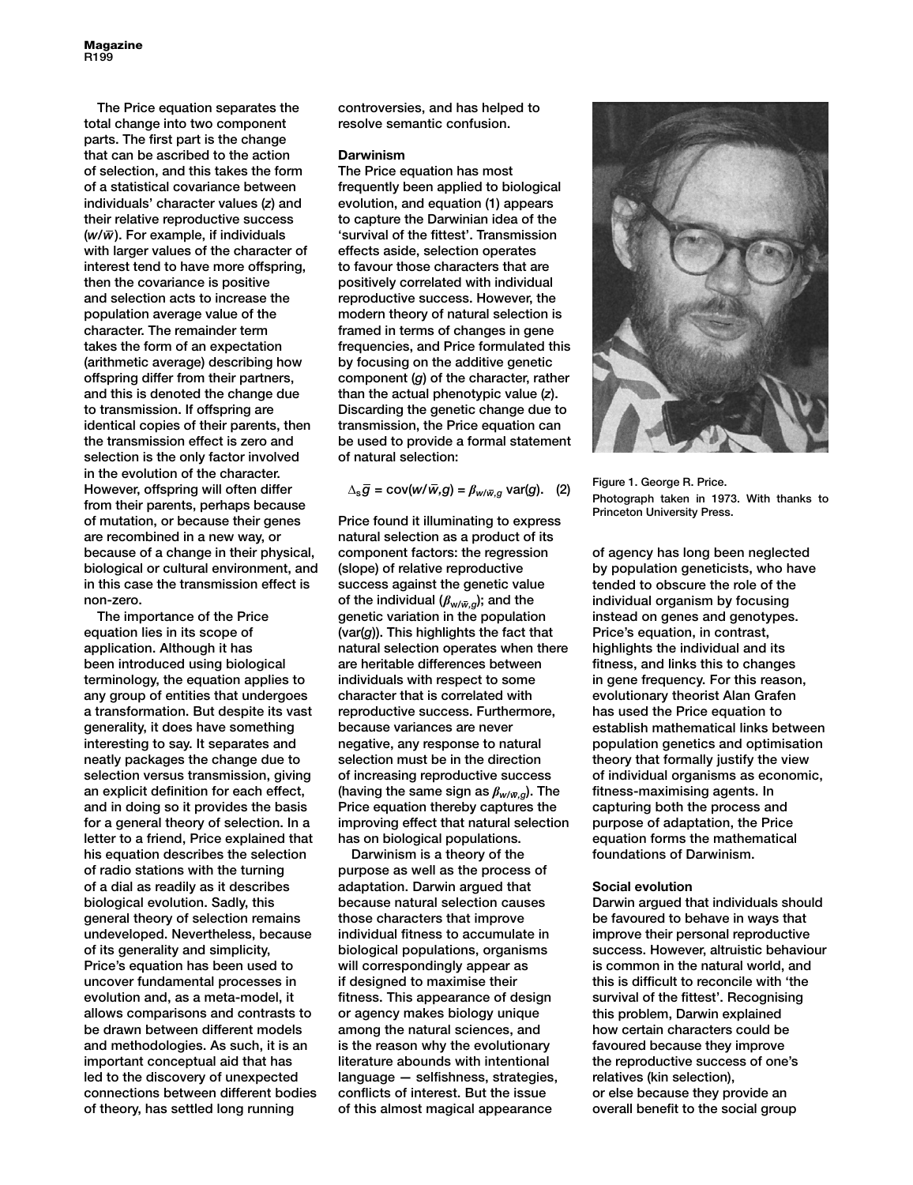The Price equation separates the total change into two component parts. The first part is the change that can be ascribed to the action of selection, and this takes the form of a statistical covariance between individuals' character values ($z$) and their relative reproductive success ($w/\bar{w}$). For example, if individuals with larger values of the character of interest tend to have more offspring, then the covariance is positive and selection acts to increase the population average value of the character. The remainder term takes the form of an expectation (arithmetic average) describing how offspring differ from their partners, and this is denoted the change due to transmission. If offspring are identical copies of their parents, then the transmission effect is zero and selection is the only factor involved in the evolution of the character. However, offspring will often differ from their parents, perhaps because of mutation, or because their genes are recombined in a new way, or because of a change in their physical, biological or cultural environment, and in this case the transmission effect is non-zero.

The importance of the Price equation lies in its scope of application. Although it has been introduced using biological terminology, the equation applies to any group of entities that undergoes a transformation. But despite its vast generality, it does have something interesting to say. It separates and neatly packages the change due to selection versus transmission, giving an explicit definition for each effect, and in doing so it provides the basis for a general theory of selection. In a letter to a friend, Price explained that his equation describes the selection of radio stations with the turning of a dial as readily as it describes biological evolution. Sadly, this general theory of selection remains undeveloped. Nevertheless, because of its generality and simplicity, Price's equation has been used to uncover fundamental processes in evolution and, as a meta-model, it allows comparisons and contrasts to be drawn between different models and methodologies. As such, it is an important conceptual aid that has led to the discovery of unexpected connections between different bodies of theory, has settled long running controversies, and has helped to resolve semantic confusion.

## Darwinism

The Price equation has most frequently been applied to biological evolution, and equation (1) appears to capture the Darwinian idea of the 'survival of the fittest'. Transmission effects aside, selection operates to favour those characters that are positively correlated with individual reproductive success. However, the modern theory of natural selection is framed in terms of changes in gene frequencies, and Price formulated this by focusing on the additive genetic component ($g$) of the character, rather than the actual phenotypic value ($z$). Discarding the genetic change due to transmission, the Price equation can be used to provide a formal statement of natural selection:

$$\Delta_S \bar{g} = \mathrm{cov}(w/\bar{w}, g) = \beta_{w/\bar{w},g} \, \mathrm{var}(g). \quad (2)$$

Price found it illuminating to express natural selection as a product of its component factors: the regression (slope) of relative reproductive success against the genetic value of the individual ($\beta_{w/\bar{w},g}$); and the genetic variation in the population ($\mathrm{var}(g)$). This highlights the fact that natural selection operates when there are heritable differences between individuals with respect to some character that is correlated with reproductive success. Furthermore, because variances are never negative, any response to natural selection must be in the direction of increasing reproductive success (having the same sign as $\beta_{w/\bar{w},g}$). The Price equation thereby captures the improving effect that natural selection has on biological populations.

Darwinism is a theory of the purpose as well as the process of adaptation. Darwin argued that because natural selection causes those characters that improve individual fitness to accumulate in biological populations, organisms will correspondingly appear as if designed to maximise their fitness. This appearance of design or agency makes biology unique among the natural sciences, and is the reason why the evolutionary literature abounds with intentional language — selfishness, strategies, conflicts of interest. But the issue of this almost magical appearance of agency has long been neglected by population geneticists, who have tended to obscure the role of the individual organism by focusing instead on genes and genotypes. Price's equation, in contrast, highlights the individual and its fitness, and links this to changes in gene frequency. For this reason, evolutionary theorist Alan Grafen has used the Price equation to establish mathematical links between population genetics and optimisation theory that formally justify the view of individual organisms as economic, fitness-maximising agents. In capturing both the process and purpose of adaptation, the Price equation forms the mathematical foundations of Darwinism.

Figure 1. George R. Price.
Photograph taken in 1973. With thanks to Princeton University Press.

## Social evolution

Darwin argued that individuals should be favoured to behave in ways that improve their personal reproductive success. However, altruistic behaviour is common in the natural world, and this is difficult to reconcile with 'the survival of the fittest'. Recognising this problem, Darwin explained how certain characters could be favoured because they improve the reproductive success of one's relatives (kin selection), or else because they provide an overall benefit to the social group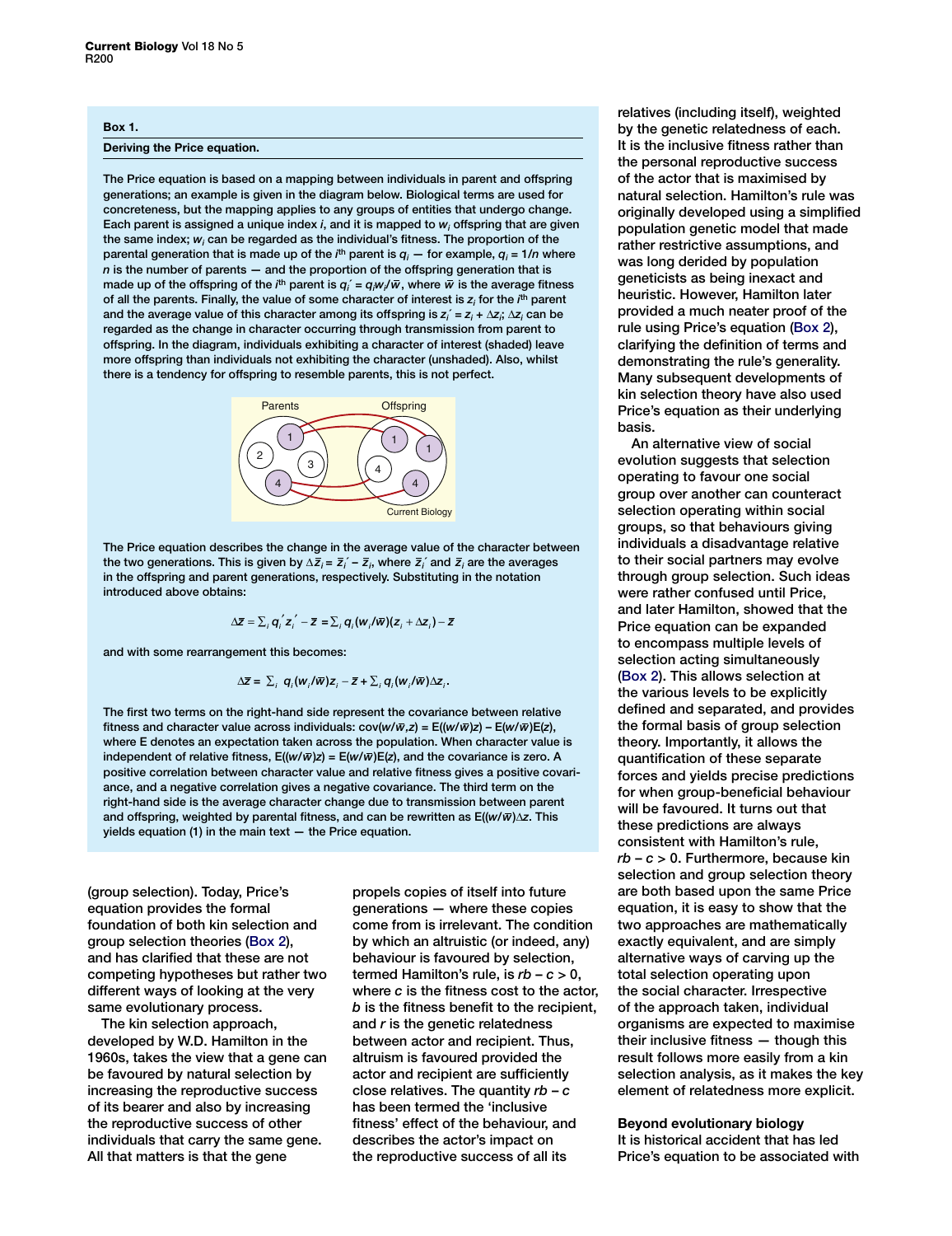**Box 1.**

**Deriving the Price equation.**

The Price equation is based on a mapping between individuals in parent and offspring generations; an example is given in the diagram below. Biological terms are used for concreteness, but the mapping applies to any groups of entities that undergo change. Each parent is assigned a unique index $i$, and it is mapped to $w_i$ offspring that are given the same index; $w_i$ can be regarded as the individual's fitness. The proportion of the parental generation that is made up of the $i^{th}$ parent is $q_i$ — for example, $q_i = 1/n$ where $n$ is the number of parents — and the proportion of the offspring generation that is made up of the offspring of the $i^{th}$ parent is $q_i' = q_i w_i/\bar{w}$, where $\bar{w}$ is the average fitness of all the parents. Finally, the value of some character of interest is $z_i$ for the $i^{th}$ parent and the average value of this character among its offspring is $z_i' = z_i + \Delta z_i$; $\Delta z_i$ can be regarded as the change in character occurring through transmission from parent to offspring. In the diagram, individuals exhibiting a character of interest (shaded) leave more offspring than individuals not exhibiting the character (unshaded). Also, whilst there is a tendency for offspring to resemble parents, this is not perfect.

The Price equation describes the change in the average value of the character between the two generations. This is given by $\Delta\bar{z}_i = \bar{z}_i' - \bar{z}_i$, where $\bar{z}_i'$ and $\bar{z}_i$ are the averages in the offspring and parent generations, respectively. Substituting in the notation introduced above obtains:

$$\Delta\bar{z} = \sum_i q_i' z_i' - \bar{z} = \sum_i q_i (w_i/\bar{w})(z_i + \Delta z_i) - \bar{z}$$

and with some rearrangement this becomes:

$$\Delta\bar{z} = \sum_i q_i (w_i/\bar{w}) z_i - \bar{z} + \sum_i q_i (w_i/\bar{w}) \Delta z_i .$$

The first two terms on the right-hand side represent the covariance between relative fitness and character value across individuals: $\text{cov}(w/\bar{w}, z) = \text{E}((w/\bar{w})z) - \text{E}(w/\bar{w})\text{E}(z)$, where E denotes an expectation taken across the population. When character value is independent of relative fitness, $\text{E}((w/\bar{w})z) = \text{E}(w/\bar{w})\text{E}(z)$, and the covariance is zero. A positive correlation between character value and relative fitness gives a positive covariance, and a negative correlation gives a negative covariance. The third term on the right-hand side is the average character change due to transmission between parent and offspring, weighted by parental fitness, and can be rewritten as $\text{E}((w/\bar{w})\Delta z)$. This yields equation (1) in the main text — the Price equation.

(group selection). Today, Price's equation provides the formal foundation of both kin selection and group selection theories (Box 2), and has clarified that these are not competing hypotheses but rather two different ways of looking at the very same evolutionary process.

The kin selection approach, developed by W.D. Hamilton in the 1960s, takes the view that a gene can be favoured by natural selection by increasing the reproductive success of its bearer and also by increasing the reproductive success of other individuals that carry the same gene. All that matters is that the gene propels copies of itself into future generations — where these copies come from is irrelevant. The condition by which an altruistic (or indeed, any) behaviour is favoured by selection, termed Hamilton's rule, is $rb - c > 0$, where $c$ is the fitness cost to the actor, $b$ is the fitness benefit to the recipient, and $r$ is the genetic relatedness between actor and recipient. Thus, altruism is favoured provided the actor and recipient are sufficiently close relatives. The quantity $rb - c$ has been termed the 'inclusive fitness' effect of the behaviour, and describes the actor's impact on the reproductive success of all its relatives (including itself), weighted by the genetic relatedness of each. It is the inclusive fitness rather than the personal reproductive success of the actor that is maximised by natural selection. Hamilton's rule was originally developed using a simplified population genetic model that made rather restrictive assumptions, and was long derided by population geneticists as being inexact and heuristic. However, Hamilton later provided a much neater proof of the rule using Price's equation (Box 2), clarifying the definition of terms and demonstrating the rule's generality. Many subsequent developments of kin selection theory have also used Price's equation as their underlying basis.

An alternative view of social evolution suggests that selection operating to favour one social group over another can counteract selection operating within social groups, so that behaviours giving individuals a disadvantage relative to their social partners may evolve through group selection. Such ideas were rather confused until Price, and later Hamilton, showed that the Price equation can be expanded to encompass multiple levels of selection acting simultaneously (Box 2). This allows selection at the various levels to be explicitly defined and separated, and provides the formal basis of group selection theory. Importantly, it allows the quantification of these separate forces and yields precise predictions for when group-beneficial behaviour will be favoured. It turns out that these predictions are always consistent with Hamilton's rule, $rb - c > 0$. Furthermore, because kin selection and group selection theory are both based upon the same Price equation, it is easy to show that the two approaches are mathematically exactly equivalent, and are simply alternative ways of carving up the total selection operating upon the social character. Irrespective of the approach taken, individual organisms are expected to maximise their inclusive fitness — though this result follows more easily from a kin selection analysis, as it makes the key element of relatedness more explicit.

## Beyond evolutionary biology

It is historical accident that has led Price's equation to be associated with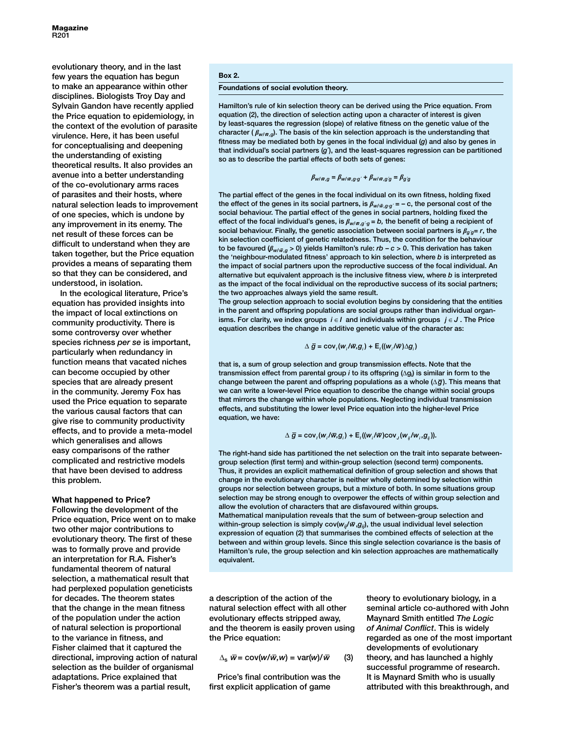evolutionary theory, and in the last few years the equation has begun to make an appearance within other disciplines. Biologists Troy Day and Sylvain Gandon have recently applied the Price equation to epidemiology, in the context of the evolution of parasite virulence. Here, it has been useful for conceptualising and deepening the understanding of existing theoretical results. It also provides an avenue into a better understanding of the co-evolutionary arms races of parasites and their hosts, where natural selection leads to improvement of one species, which is undone by any improvement in its enemy. The net result of these forces can be difficult to understand when they are taken together, but the Price equation provides a means of separating them so that they can be considered, and understood, in isolation.

In the ecological literature, Price's equation has provided insights into the impact of local extinctions on community productivity. There is some controversy over whether species richness *per se* is important, particularly when redundancy in function means that vacated niches can become occupied by other species that are already present in the community. Jeremy Fox has used the Price equation to separate the various causal factors that can give rise to community productivity effects, and to provide a meta-model which generalises and allows easy comparisons of the rather complicated and restrictive models that have been devised to address this problem.

**Box 2.**

**Foundations of social evolution theory.**

Hamilton's rule of kin selection theory can be derived using the Price equation. From equation (2), the direction of selection acting upon a character of interest is given by least-squares the regression (slope) of relative fitness on the genetic value of the character ($\beta_{w/\bar{w},g}$). The basis of the kin selection approach is the understanding that fitness may be mediated both by genes in the focal individual ($g$) and also by genes in that individual's social partners ($g'$), and the least-squares regression can be partitioned so as to describe the partial effects of both sets of genes:

$$\beta_{w/\bar{w},g} = \beta_{w/\bar{w},g\cdot g'} + \beta_{w/\bar{w},g'\cdot g} = \beta_{g'g}$$

The partial effect of the genes in the focal individual on its own fitness, holding fixed the effect of the genes in its social partners, is $\beta_{w/\bar{w},g\cdot g'} = -c$, the personal cost of the social behaviour. The partial effect of the genes in social partners, holding fixed the effect of the focal individual's genes, is $\beta_{w/\bar{w},g'\cdot g} = b$, the benefit of being a recipient of social behaviour. Finally, the genetic association between social partners is $\beta_{g'g} = r$, the kin selection coefficient of genetic relatedness. Thus, the condition for the behaviour to be favoured ($\beta_{w/\bar{w},g} > 0$) yields Hamilton's rule: $rb - c > 0$. This derivation has taken the 'neighbour-modulated fitness' approach to kin selection, where $b$ is interpreted as the impact of social partners upon the reproductive success of the focal individual. An alternative but equivalent approach is the inclusive fitness view, where $b$ is interpreted as the impact of the focal individual on the reproductive success of its social partners; the two approaches always yield the same result.

The group selection approach to social evolution begins by considering that the entities in the parent and offspring populations are social groups rather than individual organisms. For clarity, we index groups $i \in I$ and individuals within groups $j \in J$. The Price equation describes the change in additive genetic value of the character as:

$$\Delta\,\bar{g} = \text{cov}_I(w_i/\bar{w},g_i) + \text{E}_I((w_i/\bar{w})\Delta g_i)$$

that is, a sum of group selection and group transmission effects. Note that the transmission effect from parental group $i$ to its offspring ($\Delta g_i$) is similar in form to the change between the parent and offspring populations as a whole ($\Delta\bar{g}$). This means that we can write a lower-level Price equation to describe the change within social groups that mirrors the change within whole populations. Neglecting individual transmission effects, and substituting the lower level Price equation into the higher-level Price equation, we have:

$$\Delta\,\bar{g} = \text{cov}_I(w_i/\bar{w},g_i) + \text{E}_I((w_i/\bar{w})\text{cov}_J(w_{ij}/w_i,g_{ij})).$$

The right-hand side has partitioned the net selection on the trait into separate between-group selection (first term) and within-group selection (second term) components. Thus, it provides an explicit mathematical definition of group selection and shows that change in the evolutionary character is neither wholly determined by selection within groups nor selection between groups, but a mixture of both. In some situations group selection may be strong enough to overpower the effects of within group selection and allow the evolution of characters that are disfavoured within groups.

Mathematical manipulation reveals that the sum of between-group selection and within-group selection is simply $\text{cov}(w_{ij}/\bar{w},g_{ij})$, the usual individual level selection expression of equation (2) that summarises the combined effects of selection at the between and within group levels. Since this single selection covariance is the basis of Hamilton's rule, the group selection and kin selection approaches are mathematically equivalent.

**What happened to Price?**

Following the development of the Price equation, Price went on to make two other major contributions to evolutionary theory. The first of these was to formally prove and provide an interpretation for R.A. Fisher's fundamental theorem of natural selection, a mathematical result that had perplexed population geneticists for decades. The theorem states that the change in the mean fitness of the population under the action of natural selection is proportional to the variance in fitness, and Fisher claimed that it captured the directional, improving action of natural selection as the builder of organismal adaptations. Price explained that Fisher's theorem was a partial result, a description of the action of the natural selection effect with all other evolutionary effects stripped away, and the theorem is easily proven using the Price equation:

$$\Delta_S\,\bar{w} = \text{cov}(w/\bar{w},w) = \text{var}(w)/\bar{w} \qquad (3)$$

Price's final contribution was the first explicit application of game theory to evolutionary biology, in a seminal article co-authored with John Maynard Smith entitled *The Logic of Animal Conflict*. This is widely regarded as one of the most important developments of evolutionary theory, and has launched a highly successful programme of research. It is Maynard Smith who is usually attributed with this breakthrough, and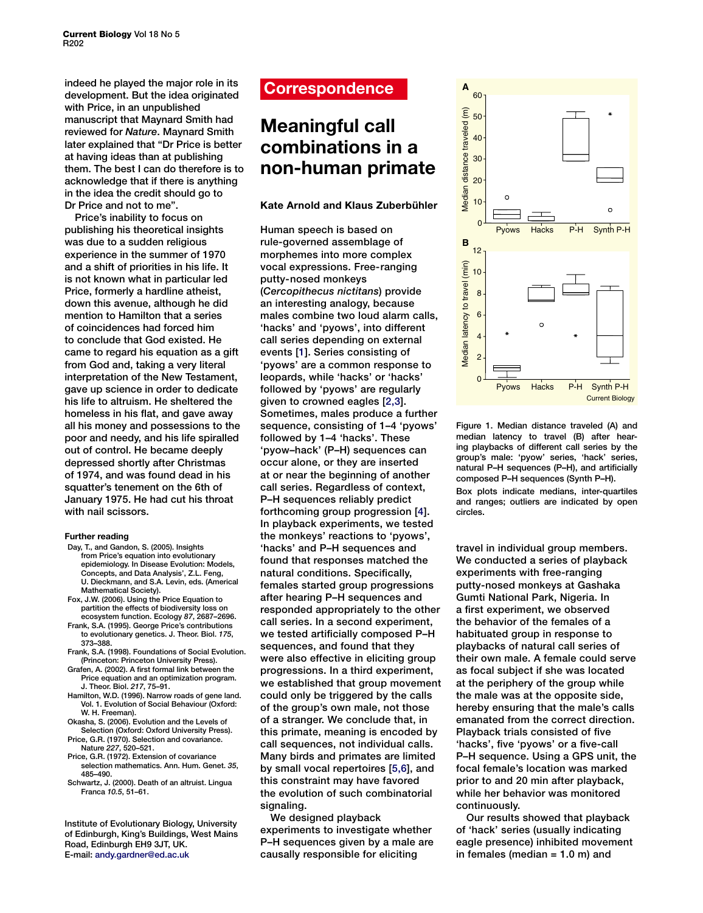indeed he played the major role in its development. But the idea originated with Price, in an unpublished manuscript that Maynard Smith had reviewed for *Nature*. Maynard Smith later explained that "Dr Price is better at having ideas than at publishing them. The best I can do therefore is to acknowledge that if there is anything in the idea the credit should go to Dr Price and not to me".

Price's inability to focus on publishing his theoretical insights was due to a sudden religious experience in the summer of 1970 and a shift of priorities in his life. It is not known what in particular led Price, formerly a hardline atheist, down this avenue, although he did mention to Hamilton that a series of coincidences had forced him to conclude that God existed. He came to regard his equation as a gift from God and, taking a very literal interpretation of the New Testament, gave up science in order to dedicate his life to altruism. He sheltered the homeless in his flat, and gave away all his money and possessions to the poor and needy, and his life spiralled out of control. He became deeply depressed shortly after Christmas of 1974, and was found dead in his squatter's tenement on the 6th of January 1975. He had cut his throat with nail scissors.

### Further reading

Day, T., and Gandon, S. (2005). Insights from Price's equation into evolutionary epidemiology. In Disease Evolution: Models, Concepts, and Data Analysis', Z.L. Feng, U. Dieckmann, and S.A. Levin, eds. (American Mathematical Society).

Fox, J.W. (2006). Using the Price Equation to partition the effects of biodiversity loss on ecosystem function. Ecology *87*, 2687–2696.

Frank, S.A. (1995). George Price's contributions to evolutionary genetics. J. Theor. Biol. *175*, 373–388.

Frank, S.A. (1998). Foundations of Social Evolution. (Princeton: Princeton University Press).

Grafen, A. (2002). A first formal link between the Price equation and an optimization program. J. Theor. Biol. *217*, 75–91.

Hamilton, W.D. (1996). Narrow roads of gene land. Vol. 1. Evolution of Social Behaviour (Oxford: W. H. Freeman).

Okasha, S. (2006). Evolution and the Levels of Selection (Oxford: Oxford University Press).

Price, G.R. (1970). Selection and covariance. Nature *227*, 520–521.

Price, G.R. (1972). Extension of covariance selection mathematics. Ann. Hum. Genet. *35*, 485–490.

Schwartz, J. (2000). Death of an altruist. Lingua Franca *10.5*, 51–61.

Institute of Evolutionary Biology, University of Edinburgh, King's Buildings, West Mains Road, Edinburgh EH9 3JT, UK.
E-mail: andy.gardner@ed.ac.uk

## Correspondence

# Meaningful call combinations in a non-human primate

**Kate Arnold and Klaus Zuberbühler**

Human speech is based on rule-governed assemblage of morphemes into more complex vocal expressions. Free-ranging putty-nosed monkeys (*Cercopithecus nictitans*) provide an interesting analogy, because males combine two loud alarm calls, 'hacks' and 'pyows', into different call series depending on external events [1]. Series consisting of 'pyows' are a common response to leopards, while 'hacks' or 'hacks' followed by 'pyows' are regularly given to crowned eagles [2,3]. Sometimes, males produce a further sequence, consisting of 1–4 'pyows' followed by 1–4 'hacks'. These 'pyow–hack' (P–H) sequences can occur alone, or they are inserted at or near the beginning of another call series. Regardless of context, P–H sequences reliably predict forthcoming group progression [4]. In playback experiments, we tested the monkeys' reactions to 'pyows', 'hacks' and P–H sequences and found that responses matched the natural conditions. Specifically, females started group progressions after hearing P–H sequences and responded appropriately to the other call series. In a second experiment, we tested artificially composed P–H sequences, and found that they were also effective in eliciting group progressions. In a third experiment, we established that group movement could only be triggered by the calls of the group's own male, not those of a stranger. We conclude that, in this primate, meaning is encoded by call sequences, not individual calls. Many birds and primates are limited by small vocal repertoires [5,6], and this constraint may have favored the evolution of such combinatorial signaling.

We designed playback experiments to investigate whether P–H sequences given by a male are causally responsible for eliciting travel in individual group members. We conducted a series of playback experiments with free-ranging putty-nosed monkeys at Gashaka Gumti National Park, Nigeria. In a first experiment, we observed the behavior of the females of a habituated group in response to playbacks of natural call series of their own male. A female could serve as focal subject if she was located at the periphery of the group while the male was at the opposite side, hereby ensuring that the male's calls emanated from the correct direction. Playback trials consisted of five 'hacks', five 'pyows' or a five-call P–H sequence. Using a GPS unit, the focal female's location was marked prior to and 20 min after playback, while her behavior was monitored continuously.

Our results showed that playback of 'hack' series (usually indicating eagle presence) inhibited movement in females (median = 1.0 m) and

A
Median distance traveled (m)
60
50
40
30
20
10
0
Pyows Hacks P-H Synth P-H

B
Median latency to travel (min)
12
10
8
6
4
2
0
Pyows Hacks P-H Synth P-H

Current Biology

Figure 1. Median distance traveled (A) and median latency to travel (B) after hearing playbacks of different call series by the group's male: 'pyow' series, 'hack' series, natural P–H sequences (P–H), and artificially composed P–H sequences (Synth P–H).

Box plots indicate medians, inter-quartiles and ranges; outliers are indicated by open circles.